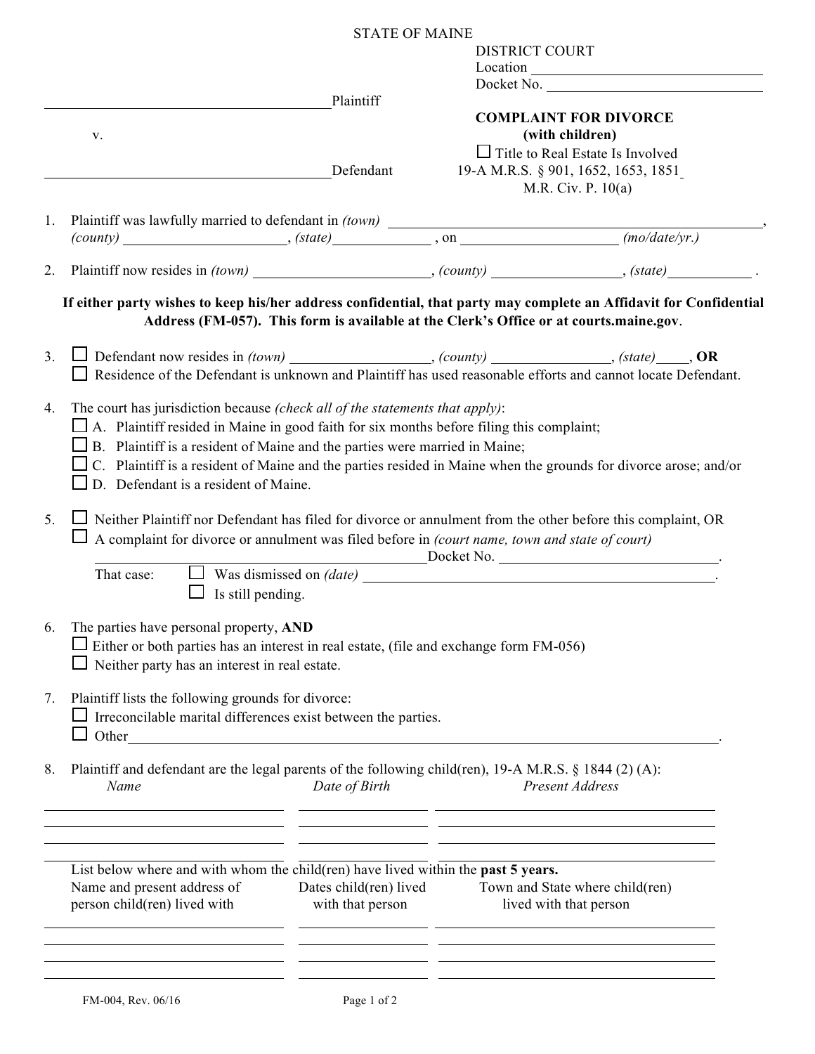STATE OF MAINE

DISTRICT COURT
Location ____________________
Docket No. ____________________

____________________ Plaintiff

v.

____________________ Defendant

**COMPLAINT FOR DIVORCE**
**(with children)**

☐ Title to Real Estate Is Involved
19-A M.R.S. § 901, 1652, 1653, 1851
M.R. Civ. P. 10(a)

1. Plaintiff was lawfully married to defendant in *(town)* ____________________, *(county)* ____________________, *(state)* ____________ , on ____________________ *(mo/date/yr.)*

2. Plaintiff now resides in *(town)* ____________________, *(county)* ________________, *(state)* ___________ .

**If either party wishes to keep his/her address confidential, that party may complete an Affidavit for Confidential Address (FM-057). This form is available at the Clerk's Office or at courts.maine.gov**.

3. ☐ Defendant now resides in *(town)* ________________, *(county)* ______________, *(state)* ____, **OR**
   ☐ Residence of the Defendant is unknown and Plaintiff has used reasonable efforts and cannot locate Defendant.

4. The court has jurisdiction because *(check all of the statements that apply)*:
   ☐ A. Plaintiff resided in Maine in good faith for six months before filing this complaint;
   ☐ B. Plaintiff is a resident of Maine and the parties were married in Maine;
   ☐ C. Plaintiff is a resident of Maine and the parties resided in Maine when the grounds for divorce arose; and/or
   ☐ D. Defendant is a resident of Maine.

5. ☐ Neither Plaintiff nor Defendant has filed for divorce or annulment from the other before this complaint, OR
   ☐ A complaint for divorce or annulment was filed before in *(court name, town and state of court)*
   ____________________ Docket No. ____________________.
   That case: ☐ Was dismissed on *(date)* ____________________.
   ☐ Is still pending.

6. The parties have personal property, **AND**
   ☐ Either or both parties has an interest in real estate, (file and exchange form FM-056)
   ☐ Neither party has an interest in real estate.

7. Plaintiff lists the following grounds for divorce:
   ☐ Irreconcilable marital differences exist between the parties.
   ☐ Other ____________________.

8. Plaintiff and defendant are the legal parents of the following child(ren), 19-A M.R.S. § 1844 (2) (A):

| *Name* | *Date of Birth* | *Present Address* |
|---|---|---|
| | | |
| | | |
| | | |
| | | |

List below where and with whom the child(ren) have lived within the **past 5 years.**

| Name and present address of person child(ren) lived with | Dates child(ren) lived with that person | Town and State where child(ren) lived with that person |
|---|---|---|
| | | |
| | | |
| | | |
| | | |

FM-004, Rev. 06/16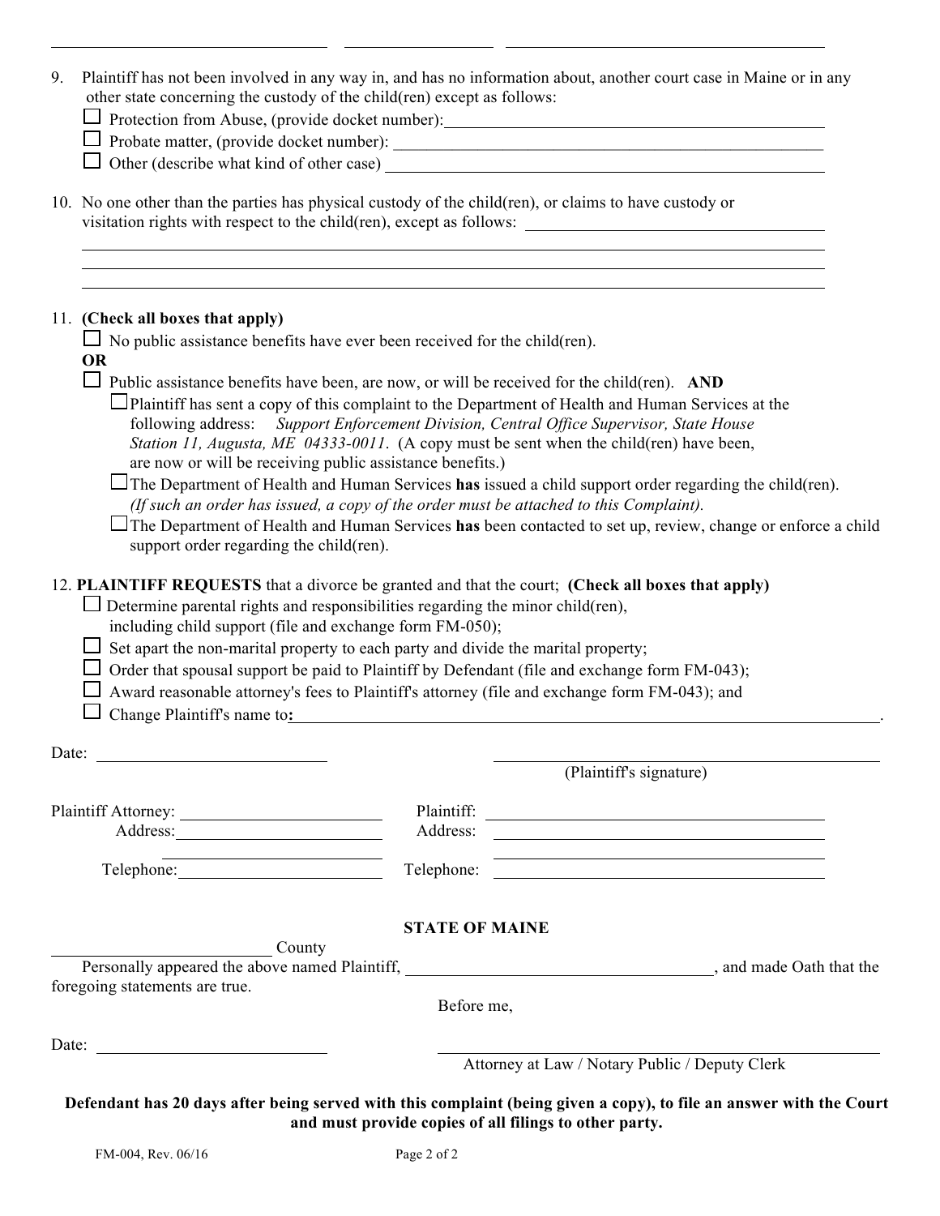\_\_\_\_\_\_\_\_\_\_\_\_\_\_\_\_\_\_\_\_\_\_\_\_\_\_\_\_\_\_ \_\_\_\_\_\_\_\_\_\_\_\_\_\_\_\_ \_\_\_\_\_\_\_\_\_\_\_\_\_\_\_\_\_\_\_\_\_\_\_\_\_\_\_\_\_\_

9. Plaintiff has not been involved in any way in, and has no information about, another court case in Maine or in any other state concerning the custody of the child(ren) except as follows:
   - ☐ Protection from Abuse, (provide docket number): \_\_\_\_\_\_\_\_\_\_\_\_\_\_\_\_\_\_\_\_\_\_\_\_\_\_\_\_\_\_\_\_\_\_\_\_\_\_\_\_
   - ☐ Probate matter, (provide docket number): \_\_\_\_\_\_\_\_\_\_\_\_\_\_\_\_\_\_\_\_\_\_\_\_\_\_\_\_\_\_\_\_\_\_\_\_\_\_\_\_\_\_\_\_
   - ☐ Other (describe what kind of other case) \_\_\_\_\_\_\_\_\_\_\_\_\_\_\_\_\_\_\_\_\_\_\_\_\_\_\_\_\_\_\_\_\_\_\_\_\_\_\_\_\_\_\_\_

10. No one other than the parties has physical custody of the child(ren), or claims to have custody or visitation rights with respect to the child(ren), except as follows: \_\_\_\_\_\_\_\_\_\_\_\_\_\_\_\_\_\_\_\_\_\_\_\_\_\_\_\_\_\_\_\_\_\_\_\_\_\_\_\_

    \_\_\_\_\_\_\_\_\_\_\_\_\_\_\_\_\_\_\_\_\_\_\_\_\_\_\_\_\_\_\_\_\_\_\_\_\_\_\_\_\_\_\_\_\_\_\_\_\_\_\_\_\_\_\_\_\_\_\_\_\_\_\_\_\_\_\_\_\_\_\_\_\_\_\_\_\_\_\_\_\_\_\_\_\_\_

    \_\_\_\_\_\_\_\_\_\_\_\_\_\_\_\_\_\_\_\_\_\_\_\_\_\_\_\_\_\_\_\_\_\_\_\_\_\_\_\_\_\_\_\_\_\_\_\_\_\_\_\_\_\_\_\_\_\_\_\_\_\_\_\_\_\_\_\_\_\_\_\_\_\_\_\_\_\_\_\_\_\_\_\_\_\_

    \_\_\_\_\_\_\_\_\_\_\_\_\_\_\_\_\_\_\_\_\_\_\_\_\_\_\_\_\_\_\_\_\_\_\_\_\_\_\_\_\_\_\_\_\_\_\_\_\_\_\_\_\_\_\_\_\_\_\_\_\_\_\_\_\_\_\_\_\_\_\_\_\_\_\_\_\_\_\_\_\_\_\_\_\_\_

11. **(Check all boxes that apply)**
    - ☐ No public assistance benefits have ever been received for the child(ren).

    **OR**
    - ☐ Public assistance benefits have been, are now, or will be received for the child(ren). **AND**
      - ☐ Plaintiff has sent a copy of this complaint to the Department of Health and Human Services at the following address: *Support Enforcement Division, Central Office Supervisor, State House Station 11, Augusta, ME 04333-0011*. (A copy must be sent when the child(ren) have been, are now or will be receiving public assistance benefits.)
      - ☐ The Department of Health and Human Services **has** issued a child support order regarding the child(ren). *(If such an order has issued, a copy of the order must be attached to this Complaint).*
      - ☐ The Department of Health and Human Services **has** been contacted to set up, review, change or enforce a child support order regarding the child(ren).

12. **PLAINTIFF REQUESTS** that a divorce be granted and that the court; **(Check all boxes that apply)**
    - ☐ Determine parental rights and responsibilities regarding the minor child(ren), including child support (file and exchange form FM-050);
    - ☐ Set apart the non-marital property to each party and divide the marital property;
    - ☐ Order that spousal support be paid to Plaintiff by Defendant (file and exchange form FM-043);
    - ☐ Award reasonable attorney's fees to Plaintiff's attorney (file and exchange form FM-043); and
    - ☐ Change Plaintiff's name to**:** \_\_\_\_\_\_\_\_\_\_\_\_\_\_\_\_\_\_\_\_\_\_\_\_\_\_\_\_\_\_\_\_\_\_\_\_\_\_\_\_\_\_\_\_\_\_\_\_\_\_\_\_\_\_\_\_.

Date: \_\_\_\_\_\_\_\_\_\_\_\_\_\_\_\_\_\_\_\_\_\_\_\_ \_\_\_\_\_\_\_\_\_\_\_\_\_\_\_\_\_\_\_\_\_\_\_\_\_\_\_\_\_\_\_\_\_\_\_\_\_\_\_\_
(Plaintiff's signature)

Plaintiff Attorney: \_\_\_\_\_\_\_\_\_\_\_\_\_\_\_\_\_\_\_\_\_\_
Address: \_\_\_\_\_\_\_\_\_\_\_\_\_\_\_\_\_\_\_\_\_\_
\_\_\_\_\_\_\_\_\_\_\_\_\_\_\_\_\_\_\_\_\_\_
Telephone: \_\_\_\_\_\_\_\_\_\_\_\_\_\_\_\_\_\_\_\_\_\_

Plaintiff: \_\_\_\_\_\_\_\_\_\_\_\_\_\_\_\_\_\_\_\_\_\_\_\_\_\_\_\_\_\_\_\_\_\_\_\_\_\_
Address: \_\_\_\_\_\_\_\_\_\_\_\_\_\_\_\_\_\_\_\_\_\_\_\_\_\_\_\_\_\_\_\_\_\_\_\_\_\_
\_\_\_\_\_\_\_\_\_\_\_\_\_\_\_\_\_\_\_\_\_\_\_\_\_\_\_\_\_\_\_\_\_\_\_\_\_\_
Telephone: \_\_\_\_\_\_\_\_\_\_\_\_\_\_\_\_\_\_\_\_\_\_\_\_\_\_\_\_\_\_\_\_\_\_\_\_\_\_

**STATE OF MAINE**

\_\_\_\_\_\_\_\_\_\_\_\_\_\_\_\_\_\_\_\_\_\_\_\_ County

Personally appeared the above named Plaintiff, \_\_\_\_\_\_\_\_\_\_\_\_\_\_\_\_\_\_\_\_\_\_\_\_\_\_\_\_\_\_\_\_\_\_, and made Oath that the foregoing statements are true.

Before me,

Date: \_\_\_\_\_\_\_\_\_\_\_\_\_\_\_\_\_\_\_\_\_\_\_\_ \_\_\_\_\_\_\_\_\_\_\_\_\_\_\_\_\_\_\_\_\_\_\_\_\_\_\_\_\_\_\_\_\_\_\_\_\_\_\_\_
Attorney at Law / Notary Public / Deputy Clerk

**Defendant has 20 days after being served with this complaint (being given a copy), to file an answer with the Court and must provide copies of all filings to other party.**

FM-004, Rev. 06/16